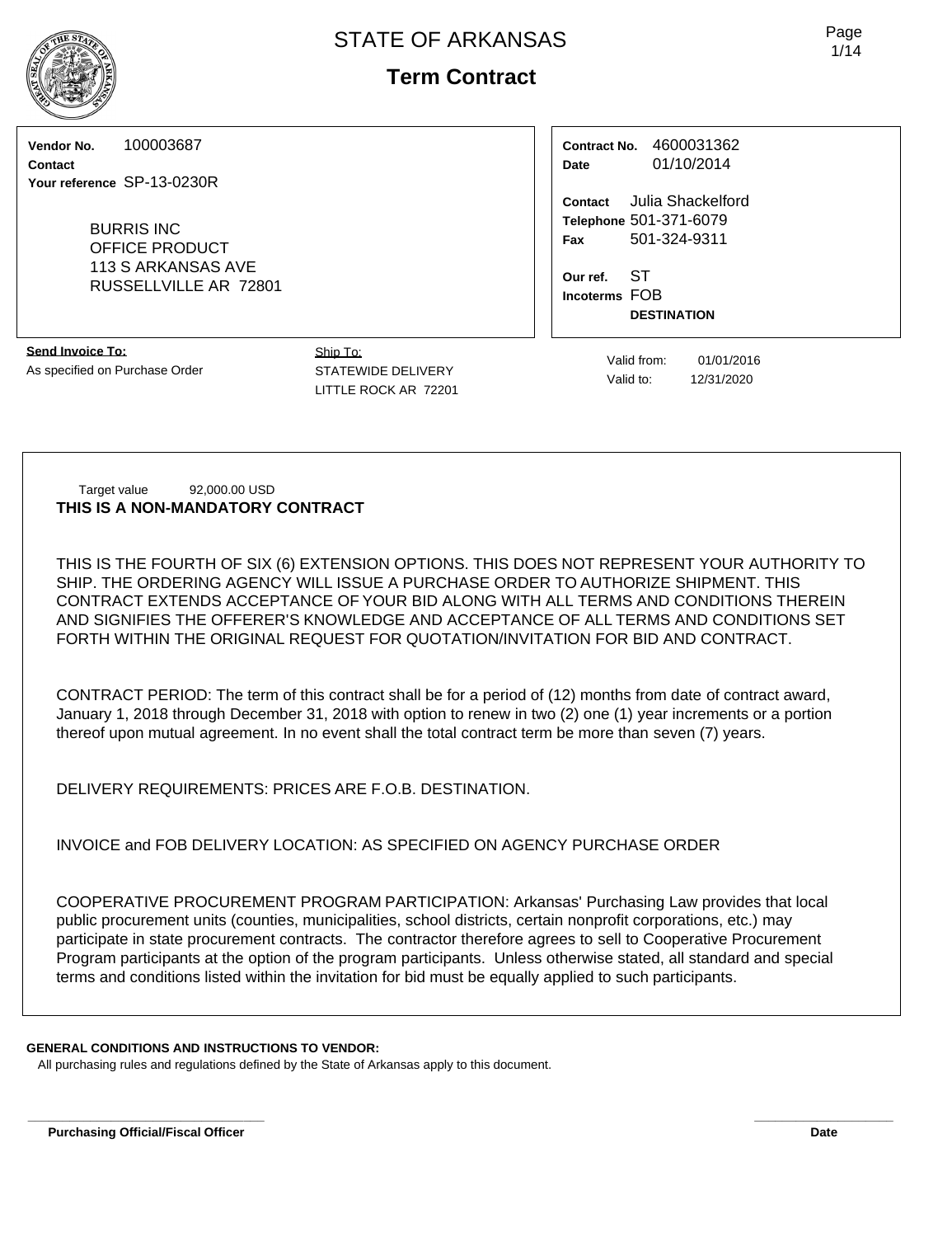# STATE OF ARKANSAS

## Term Contract

**Vendor No.** 100003687
**Contact**
**Your reference** SP-13-0230R

BURRIS INC
OFFICE PRODUCT
113 S ARKANSAS AVE
RUSSELLVILLE AR 72801

**Contract No.** 4600031362
**Date** 01/10/2014

**Contact** Julia Shackelford
**Telephone** 501-371-6079
**Fax** 501-324-9311

**Our ref.** ST
**Incoterms** FOB
**DESTINATION**

**Send Invoice To:**
As specified on Purchase Order

Ship To:
STATEWIDE DELIVERY
LITTLE ROCK AR 72201

Valid from: 01/01/2016
Valid to: 12/31/2020

Target value 92,000.00 USD

**THIS IS A NON-MANDATORY CONTRACT**

THIS IS THE FOURTH OF SIX (6) EXTENSION OPTIONS. THIS DOES NOT REPRESENT YOUR AUTHORITY TO SHIP. THE ORDERING AGENCY WILL ISSUE A PURCHASE ORDER TO AUTHORIZE SHIPMENT. THIS CONTRACT EXTENDS ACCEPTANCE OF YOUR BID ALONG WITH ALL TERMS AND CONDITIONS THEREIN AND SIGNIFIES THE OFFERER'S KNOWLEDGE AND ACCEPTANCE OF ALL TERMS AND CONDITIONS SET FORTH WITHIN THE ORIGINAL REQUEST FOR QUOTATION/INVITATION FOR BID AND CONTRACT.

CONTRACT PERIOD: The term of this contract shall be for a period of (12) months from date of contract award, January 1, 2018 through December 31, 2018 with option to renew in two (2) one (1) year increments or a portion thereof upon mutual agreement. In no event shall the total contract term be more than seven (7) years.

DELIVERY REQUIREMENTS: PRICES ARE F.O.B. DESTINATION.

INVOICE and FOB DELIVERY LOCATION: AS SPECIFIED ON AGENCY PURCHASE ORDER

COOPERATIVE PROCUREMENT PROGRAM PARTICIPATION: Arkansas' Purchasing Law provides that local public procurement units (counties, municipalities, school districts, certain nonprofit corporations, etc.) may participate in state procurement contracts. The contractor therefore agrees to sell to Cooperative Procurement Program participants at the option of the program participants. Unless otherwise stated, all standard and special terms and conditions listed within the invitation for bid must be equally applied to such participants.

**GENERAL CONDITIONS AND INSTRUCTIONS TO VENDOR:**
All purchasing rules and regulations defined by the State of Arkansas apply to this document.

**Purchasing Official/Fiscal Officer** **Date**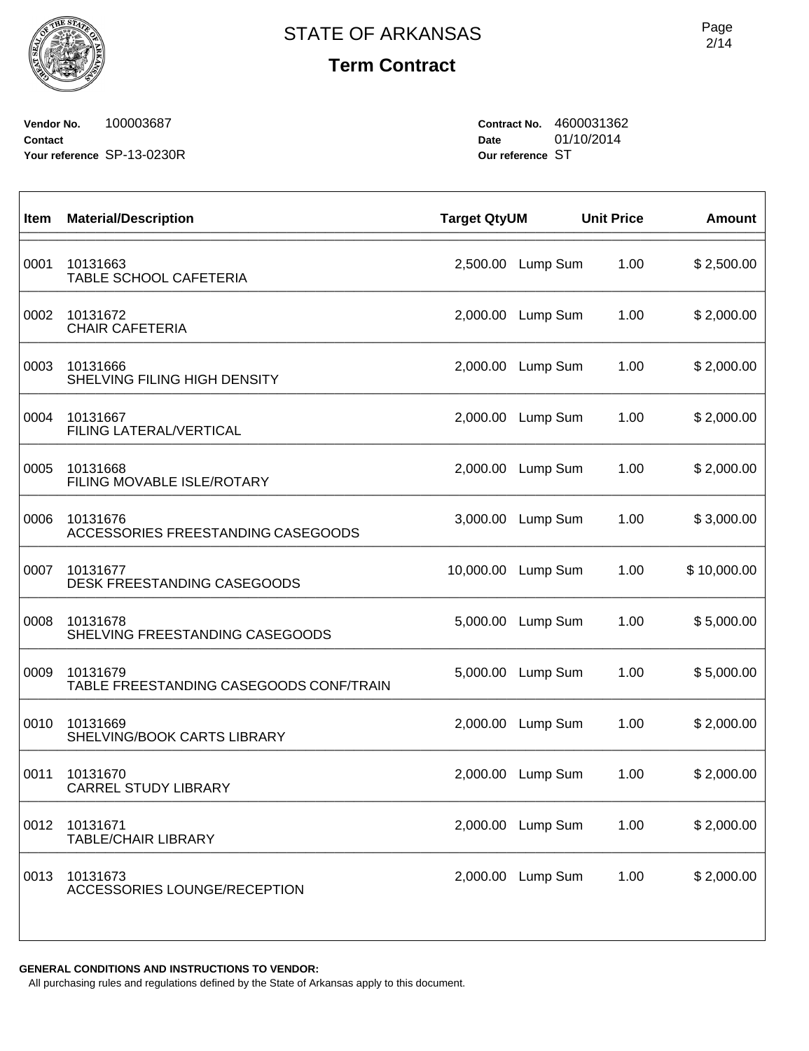# STATE OF ARKANSAS

## Term Contract

**Vendor No.** 100003687
**Contact**
**Your reference** SP-13-0230R

**Contract No.** 4600031362
**Date** 01/10/2014
**Our reference** ST

| Item | Material/Description | Target Qty | UM | Unit Price | Amount |
|---|---|---|---|---|---|
| 0001 | 10131663<br>TABLE SCHOOL CAFETERIA | 2,500.00 | Lump Sum | 1.00 | $ 2,500.00 |
| 0002 | 10131672<br>CHAIR CAFETERIA | 2,000.00 | Lump Sum | 1.00 | $ 2,000.00 |
| 0003 | 10131666<br>SHELVING FILING HIGH DENSITY | 2,000.00 | Lump Sum | 1.00 | $ 2,000.00 |
| 0004 | 10131667<br>FILING LATERAL/VERTICAL | 2,000.00 | Lump Sum | 1.00 | $ 2,000.00 |
| 0005 | 10131668<br>FILING MOVABLE ISLE/ROTARY | 2,000.00 | Lump Sum | 1.00 | $ 2,000.00 |
| 0006 | 10131676<br>ACCESSORIES FREESTANDING CASEGOODS | 3,000.00 | Lump Sum | 1.00 | $ 3,000.00 |
| 0007 | 10131677<br>DESK FREESTANDING CASEGOODS | 10,000.00 | Lump Sum | 1.00 | $ 10,000.00 |
| 0008 | 10131678<br>SHELVING FREESTANDING CASEGOODS | 5,000.00 | Lump Sum | 1.00 | $ 5,000.00 |
| 0009 | 10131679<br>TABLE FREESTANDING CASEGOODS CONF/TRAIN | 5,000.00 | Lump Sum | 1.00 | $ 5,000.00 |
| 0010 | 10131669<br>SHELVING/BOOK CARTS LIBRARY | 2,000.00 | Lump Sum | 1.00 | $ 2,000.00 |
| 0011 | 10131670<br>CARREL STUDY LIBRARY | 2,000.00 | Lump Sum | 1.00 | $ 2,000.00 |
| 0012 | 10131671<br>TABLE/CHAIR LIBRARY | 2,000.00 | Lump Sum | 1.00 | $ 2,000.00 |
| 0013 | 10131673<br>ACCESSORIES LOUNGE/RECEPTION | 2,000.00 | Lump Sum | 1.00 | $ 2,000.00 |

**GENERAL CONDITIONS AND INSTRUCTIONS TO VENDOR:**
All purchasing rules and regulations defined by the State of Arkansas apply to this document.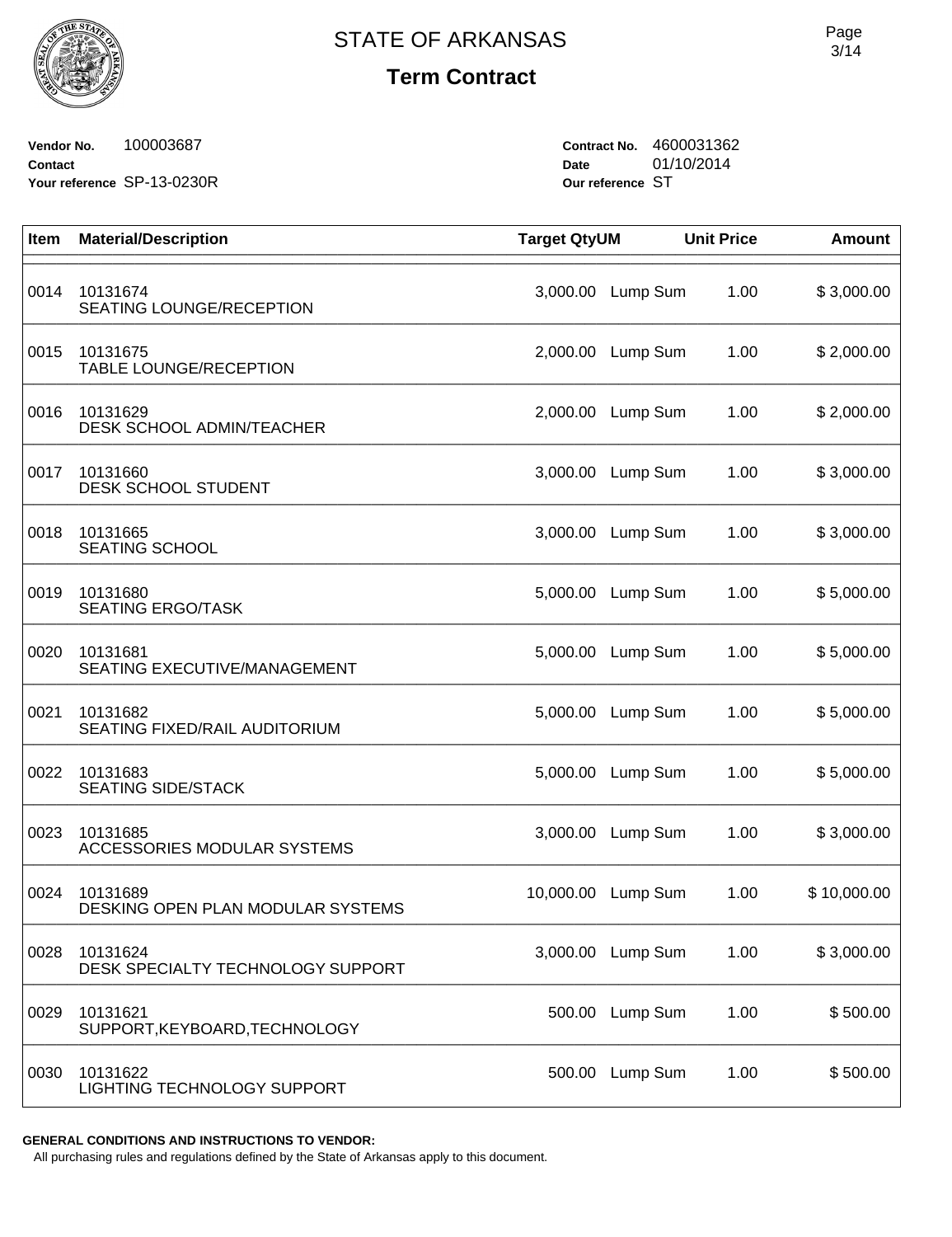# STATE OF ARKANSAS

## Term Contract

**Vendor No.** 100003687
**Contact**
**Your reference** SP-13-0230R

**Contract No.** 4600031362
**Date** 01/10/2014
**Our reference** ST

| Item | Material/Description | Target Qty | UM | Unit Price | Amount |
|---|---|---|---|---|---|
| 0014 | 10131674<br>SEATING LOUNGE/RECEPTION | 3,000.00 | Lump Sum | 1.00 | $ 3,000.00 |
| 0015 | 10131675<br>TABLE LOUNGE/RECEPTION | 2,000.00 | Lump Sum | 1.00 | $ 2,000.00 |
| 0016 | 10131629<br>DESK SCHOOL ADMIN/TEACHER | 2,000.00 | Lump Sum | 1.00 | $ 2,000.00 |
| 0017 | 10131660<br>DESK SCHOOL STUDENT | 3,000.00 | Lump Sum | 1.00 | $ 3,000.00 |
| 0018 | 10131665<br>SEATING SCHOOL | 3,000.00 | Lump Sum | 1.00 | $ 3,000.00 |
| 0019 | 10131680<br>SEATING ERGO/TASK | 5,000.00 | Lump Sum | 1.00 | $ 5,000.00 |
| 0020 | 10131681<br>SEATING EXECUTIVE/MANAGEMENT | 5,000.00 | Lump Sum | 1.00 | $ 5,000.00 |
| 0021 | 10131682<br>SEATING FIXED/RAIL AUDITORIUM | 5,000.00 | Lump Sum | 1.00 | $ 5,000.00 |
| 0022 | 10131683<br>SEATING SIDE/STACK | 5,000.00 | Lump Sum | 1.00 | $ 5,000.00 |
| 0023 | 10131685<br>ACCESSORIES MODULAR SYSTEMS | 3,000.00 | Lump Sum | 1.00 | $ 3,000.00 |
| 0024 | 10131689<br>DESKING OPEN PLAN MODULAR SYSTEMS | 10,000.00 | Lump Sum | 1.00 | $ 10,000.00 |
| 0028 | 10131624<br>DESK SPECIALTY TECHNOLOGY SUPPORT | 3,000.00 | Lump Sum | 1.00 | $ 3,000.00 |
| 0029 | 10131621<br>SUPPORT,KEYBOARD,TECHNOLOGY | 500.00 | Lump Sum | 1.00 | $ 500.00 |
| 0030 | 10131622<br>LIGHTING TECHNOLOGY SUPPORT | 500.00 | Lump Sum | 1.00 | $ 500.00 |

**GENERAL CONDITIONS AND INSTRUCTIONS TO VENDOR:**
All purchasing rules and regulations defined by the State of Arkansas apply to this document.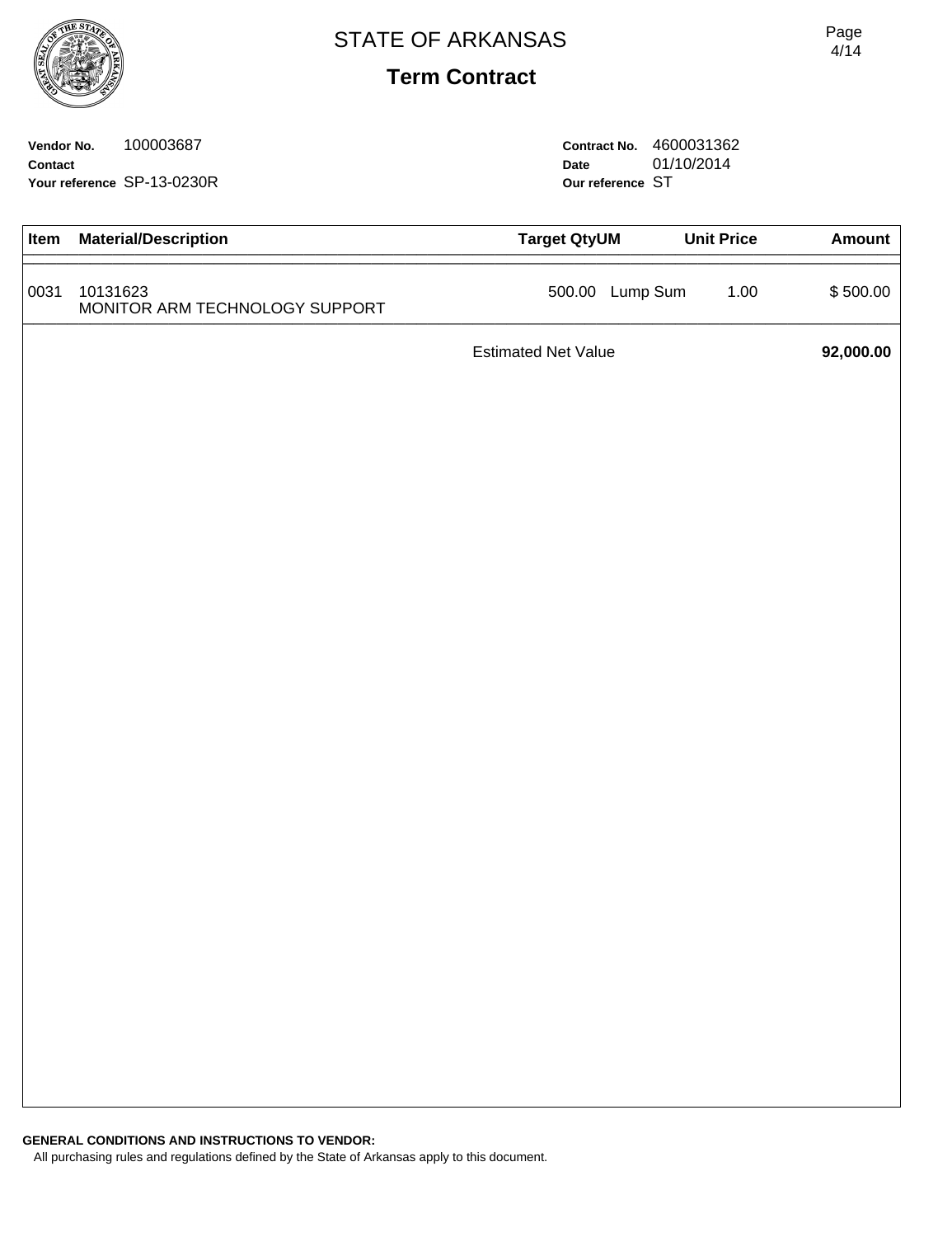# STATE OF ARKANSAS

## Term Contract

**Vendor No.** 100003687
**Contact**
**Your reference** SP-13-0230R

**Contract No.** 4600031362
**Date** 01/10/2014
**Our reference** ST

| Item | Material/Description | Target Qty | UM | Unit Price | Amount |
|---|---|---|---|---|---|
| 0031 | 10131623<br>MONITOR ARM TECHNOLOGY SUPPORT | 500.00 | Lump Sum | 1.00 | $ 500.00 |
| | | Estimated Net Value | | | **92,000.00** |

**GENERAL CONDITIONS AND INSTRUCTIONS TO VENDOR:**
All purchasing rules and regulations defined by the State of Arkansas apply to this document.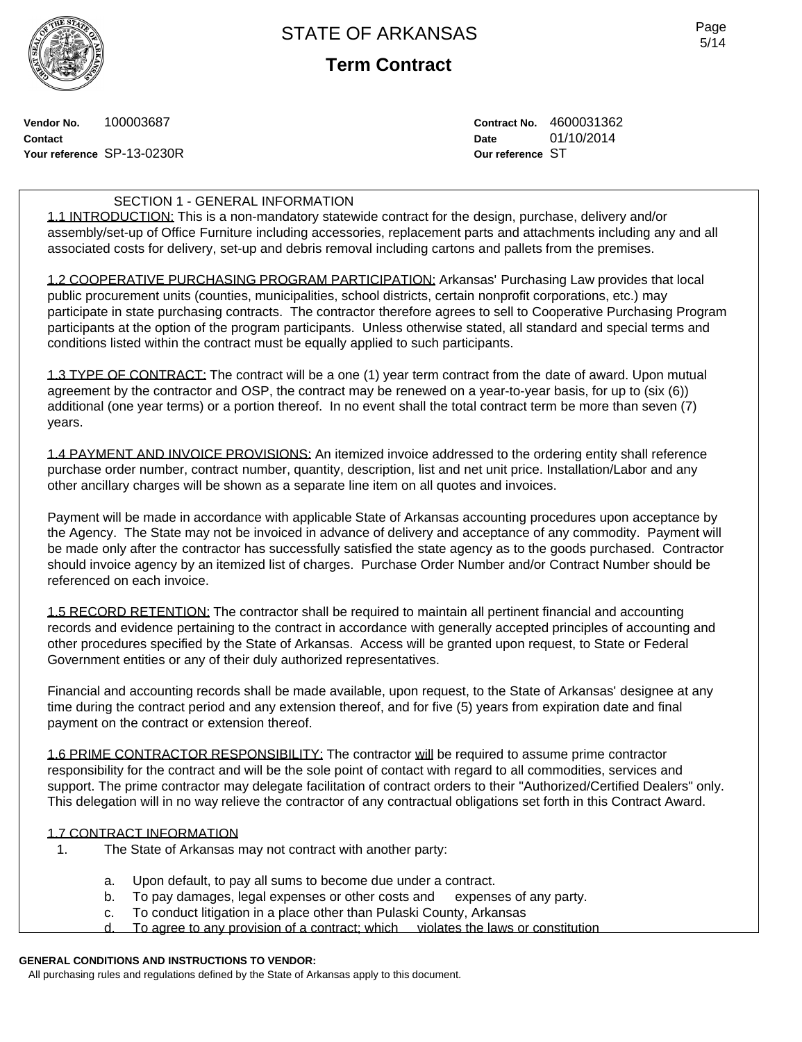# STATE OF ARKANSAS

## Term Contract

**Vendor No.** 100003687
**Contact**
**Your reference** SP-13-0230R

**Contract No.** 4600031362
**Date** 01/10/2014
**Our reference** ST

SECTION 1 - GENERAL INFORMATION

1.1 INTRODUCTION: This is a non-mandatory statewide contract for the design, purchase, delivery and/or assembly/set-up of Office Furniture including accessories, replacement parts and attachments including any and all associated costs for delivery, set-up and debris removal including cartons and pallets from the premises.

1.2 COOPERATIVE PURCHASING PROGRAM PARTICIPATION: Arkansas' Purchasing Law provides that local public procurement units (counties, municipalities, school districts, certain nonprofit corporations, etc.) may participate in state purchasing contracts. The contractor therefore agrees to sell to Cooperative Purchasing Program participants at the option of the program participants. Unless otherwise stated, all standard and special terms and conditions listed within the contract must be equally applied to such participants.

1.3 TYPE OF CONTRACT: The contract will be a one (1) year term contract from the date of award. Upon mutual agreement by the contractor and OSP, the contract may be renewed on a year-to-year basis, for up to (six (6)) additional (one year terms) or a portion thereof. In no event shall the total contract term be more than seven (7) years.

1.4 PAYMENT AND INVOICE PROVISIONS: An itemized invoice addressed to the ordering entity shall reference purchase order number, contract number, quantity, description, list and net unit price. Installation/Labor and any other ancillary charges will be shown as a separate line item on all quotes and invoices.

Payment will be made in accordance with applicable State of Arkansas accounting procedures upon acceptance by the Agency. The State may not be invoiced in advance of delivery and acceptance of any commodity. Payment will be made only after the contractor has successfully satisfied the state agency as to the goods purchased. Contractor should invoice agency by an itemized list of charges. Purchase Order Number and/or Contract Number should be referenced on each invoice.

1.5 RECORD RETENTION: The contractor shall be required to maintain all pertinent financial and accounting records and evidence pertaining to the contract in accordance with generally accepted principles of accounting and other procedures specified by the State of Arkansas. Access will be granted upon request, to State or Federal Government entities or any of their duly authorized representatives.

Financial and accounting records shall be made available, upon request, to the State of Arkansas' designee at any time during the contract period and any extension thereof, and for five (5) years from expiration date and final payment on the contract or extension thereof.

1.6 PRIME CONTRACTOR RESPONSIBILITY: The contractor will be required to assume prime contractor responsibility for the contract and will be the sole point of contact with regard to all commodities, services and support. The prime contractor may delegate facilitation of contract orders to their "Authorized/Certified Dealers" only. This delegation will in no way relieve the contractor of any contractual obligations set forth in this Contract Award.

1.7 CONTRACT INFORMATION

1. The State of Arkansas may not contract with another party:

   a. Upon default, to pay all sums to become due under a contract.
   b. To pay damages, legal expenses or other costs and expenses of any party.
   c. To conduct litigation in a place other than Pulaski County, Arkansas
   d. To agree to any provision of a contract; which violates the laws or constitution

**GENERAL CONDITIONS AND INSTRUCTIONS TO VENDOR:**
All purchasing rules and regulations defined by the State of Arkansas apply to this document.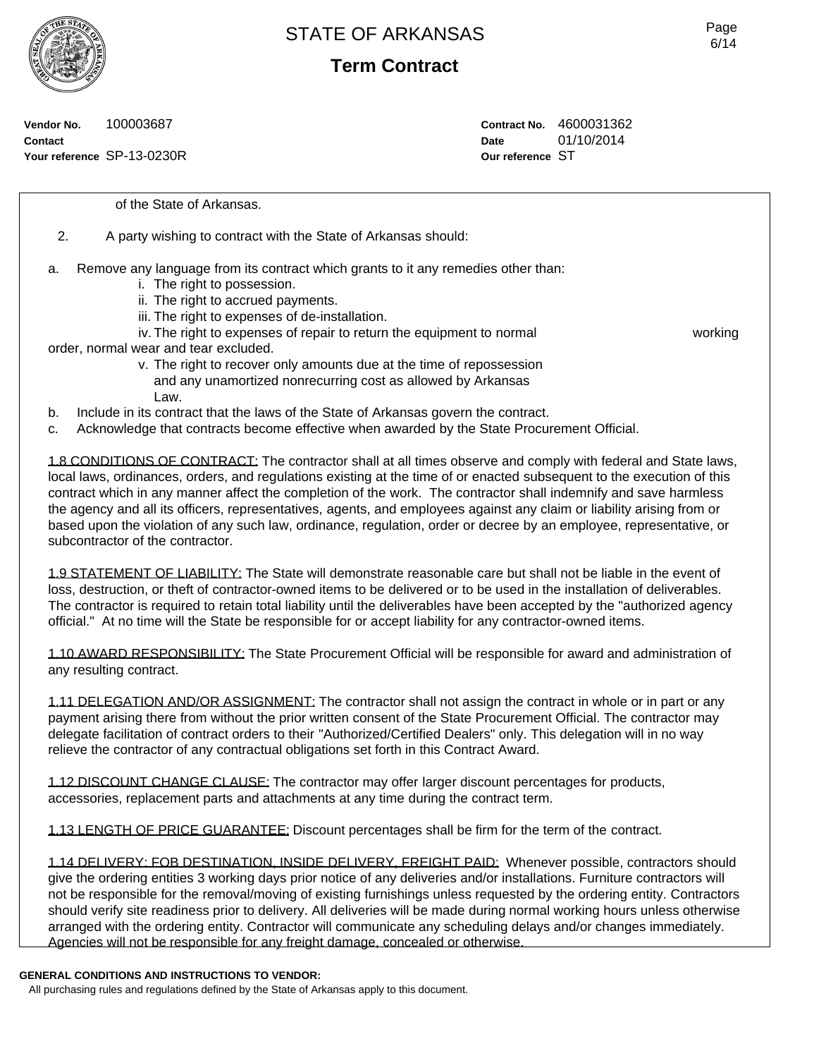Vendor No. 100003687
Contact
Your reference SP-13-0230R

Contract No. 4600031362
Date 01/10/2014
Our reference ST

of the State of Arkansas.

2. A party wishing to contract with the State of Arkansas should:

a. Remove any language from its contract which grants to it any remedies other than:
   i. The right to possession.
   ii. The right to accrued payments.
   iii. The right to expenses of de-installation.
   iv. The right to expenses of repair to return the equipment to normal working order, normal wear and tear excluded.
   v. The right to recover only amounts due at the time of repossession and any unamortized nonrecurring cost as allowed by Arkansas Law.
b. Include in its contract that the laws of the State of Arkansas govern the contract.
c. Acknowledge that contracts become effective when awarded by the State Procurement Official.

1.8 CONDITIONS OF CONTRACT: The contractor shall at all times observe and comply with federal and State laws, local laws, ordinances, orders, and regulations existing at the time of or enacted subsequent to the execution of this contract which in any manner affect the completion of the work. The contractor shall indemnify and save harmless the agency and all its officers, representatives, agents, and employees against any claim or liability arising from or based upon the violation of any such law, ordinance, regulation, order or decree by an employee, representative, or subcontractor of the contractor.

1.9 STATEMENT OF LIABILITY: The State will demonstrate reasonable care but shall not be liable in the event of loss, destruction, or theft of contractor-owned items to be delivered or to be used in the installation of deliverables. The contractor is required to retain total liability until the deliverables have been accepted by the "authorized agency official." At no time will the State be responsible for or accept liability for any contractor-owned items.

1.10 AWARD RESPONSIBILITY: The State Procurement Official will be responsible for award and administration of any resulting contract.

1.11 DELEGATION AND/OR ASSIGNMENT: The contractor shall not assign the contract in whole or in part or any payment arising there from without the prior written consent of the State Procurement Official. The contractor may delegate facilitation of contract orders to their "Authorized/Certified Dealers" only. This delegation will in no way relieve the contractor of any contractual obligations set forth in this Contract Award.

1.12 DISCOUNT CHANGE CLAUSE: The contractor may offer larger discount percentages for products, accessories, replacement parts and attachments at any time during the contract term.

1.13 LENGTH OF PRICE GUARANTEE: Discount percentages shall be firm for the term of the contract.

1.14 DELIVERY: FOB DESTINATION, INSIDE DELIVERY, FREIGHT PAID: Whenever possible, contractors should give the ordering entities 3 working days prior notice of any deliveries and/or installations. Furniture contractors will not be responsible for the removal/moving of existing furnishings unless requested by the ordering entity. Contractors should verify site readiness prior to delivery. All deliveries will be made during normal working hours unless otherwise arranged with the ordering entity. Contractor will communicate any scheduling delays and/or changes immediately. Agencies will not be responsible for any freight damage, concealed or otherwise.

**GENERAL CONDITIONS AND INSTRUCTIONS TO VENDOR:**
All purchasing rules and regulations defined by the State of Arkansas apply to this document.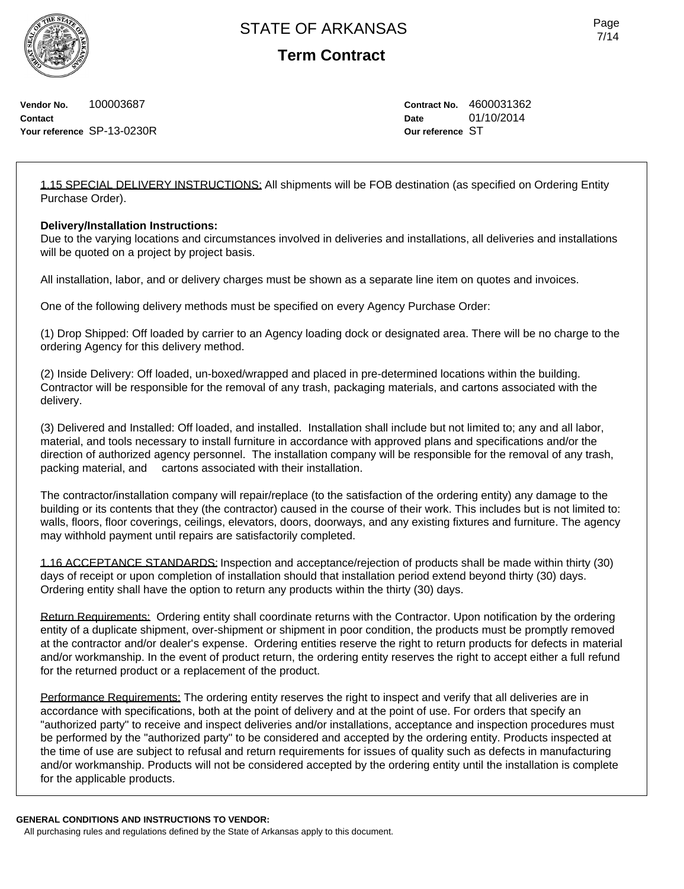# STATE OF ARKANSAS

## Term Contract

**Vendor No.** 100003687
**Contact**
**Your reference** SP-13-0230R

**Contract No.** 4600031362
**Date** 01/10/2014
**Our reference** ST

1.15 SPECIAL DELIVERY INSTRUCTIONS: All shipments will be FOB destination (as specified on Ordering Entity Purchase Order).

**Delivery/Installation Instructions:**
Due to the varying locations and circumstances involved in deliveries and installations, all deliveries and installations will be quoted on a project by project basis.

All installation, labor, and or delivery charges must be shown as a separate line item on quotes and invoices.

One of the following delivery methods must be specified on every Agency Purchase Order:

(1) Drop Shipped: Off loaded by carrier to an Agency loading dock or designated area. There will be no charge to the ordering Agency for this delivery method.

(2) Inside Delivery: Off loaded, un-boxed/wrapped and placed in pre-determined locations within the building. Contractor will be responsible for the removal of any trash, packaging materials, and cartons associated with the delivery.

(3) Delivered and Installed: Off loaded, and installed. Installation shall include but not limited to; any and all labor, material, and tools necessary to install furniture in accordance with approved plans and specifications and/or the direction of authorized agency personnel. The installation company will be responsible for the removal of any trash, packing material, and cartons associated with their installation.

The contractor/installation company will repair/replace (to the satisfaction of the ordering entity) any damage to the building or its contents that they (the contractor) caused in the course of their work. This includes but is not limited to: walls, floors, floor coverings, ceilings, elevators, doors, doorways, and any existing fixtures and furniture. The agency may withhold payment until repairs are satisfactorily completed.

1.16 ACCEPTANCE STANDARDS: Inspection and acceptance/rejection of products shall be made within thirty (30) days of receipt or upon completion of installation should that installation period extend beyond thirty (30) days. Ordering entity shall have the option to return any products within the thirty (30) days.

Return Requirements: Ordering entity shall coordinate returns with the Contractor. Upon notification by the ordering entity of a duplicate shipment, over-shipment or shipment in poor condition, the products must be promptly removed at the contractor and/or dealer's expense. Ordering entities reserve the right to return products for defects in material and/or workmanship. In the event of product return, the ordering entity reserves the right to accept either a full refund for the returned product or a replacement of the product.

Performance Requirements: The ordering entity reserves the right to inspect and verify that all deliveries are in accordance with specifications, both at the point of delivery and at the point of use. For orders that specify an "authorized party" to receive and inspect deliveries and/or installations, acceptance and inspection procedures must be performed by the "authorized party" to be considered and accepted by the ordering entity. Products inspected at the time of use are subject to refusal and return requirements for issues of quality such as defects in manufacturing and/or workmanship. Products will not be considered accepted by the ordering entity until the installation is complete for the applicable products.

**GENERAL CONDITIONS AND INSTRUCTIONS TO VENDOR:**
All purchasing rules and regulations defined by the State of Arkansas apply to this document.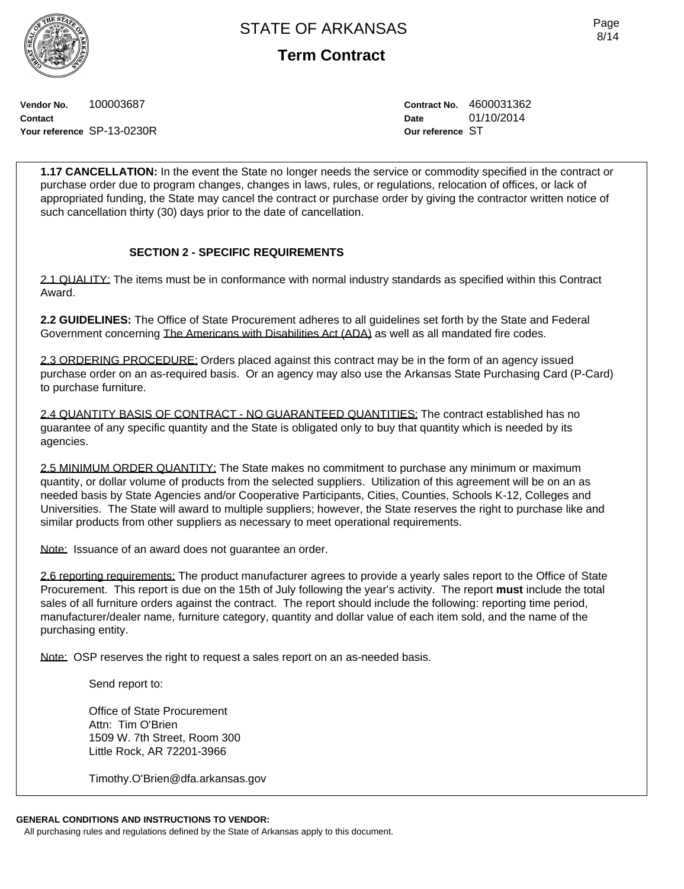**Vendor No.** 100003687
**Contact**
**Your reference** SP-13-0230R

**Contract No.** 4600031362
**Date** 01/10/2014
**Our reference** ST

**1.17 CANCELLATION:** In the event the State no longer needs the service or commodity specified in the contract or purchase order due to program changes, changes in laws, rules, or regulations, relocation of offices, or lack of appropriated funding, the State may cancel the contract or purchase order by giving the contractor written notice of such cancellation thirty (30) days prior to the date of cancellation.

## SECTION 2 - SPECIFIC REQUIREMENTS

2.1 QUALITY: The items must be in conformance with normal industry standards as specified within this Contract Award.

**2.2 GUIDELINES:** The Office of State Procurement adheres to all guidelines set forth by the State and Federal Government concerning The Americans with Disabilities Act (ADA) as well as all mandated fire codes.

2.3 ORDERING PROCEDURE: Orders placed against this contract may be in the form of an agency issued purchase order on an as-required basis. Or an agency may also use the Arkansas State Purchasing Card (P-Card) to purchase furniture.

2.4 QUANTITY BASIS OF CONTRACT - NO GUARANTEED QUANTITIES: The contract established has no guarantee of any specific quantity and the State is obligated only to buy that quantity which is needed by its agencies.

2.5 MINIMUM ORDER QUANTITY: The State makes no commitment to purchase any minimum or maximum quantity, or dollar volume of products from the selected suppliers. Utilization of this agreement will be on an as needed basis by State Agencies and/or Cooperative Participants, Cities, Counties, Schools K-12, Colleges and Universities. The State will award to multiple suppliers; however, the State reserves the right to purchase like and similar products from other suppliers as necessary to meet operational requirements.

Note: Issuance of an award does not guarantee an order.

2.6 reporting requirements: The product manufacturer agrees to provide a yearly sales report to the Office of State Procurement. This report is due on the 15th of July following the year's activity. The report **must** include the total sales of all furniture orders against the contract. The report should include the following: reporting time period, manufacturer/dealer name, furniture category, quantity and dollar value of each item sold, and the name of the purchasing entity.

Note: OSP reserves the right to request a sales report on an as-needed basis.

Send report to:

Office of State Procurement
Attn: Tim O'Brien
1509 W. 7th Street, Room 300
Little Rock, AR 72201-3966

Timothy.O'Brien@dfa.arkansas.gov

**GENERAL CONDITIONS AND INSTRUCTIONS TO VENDOR:**
All purchasing rules and regulations defined by the State of Arkansas apply to this document.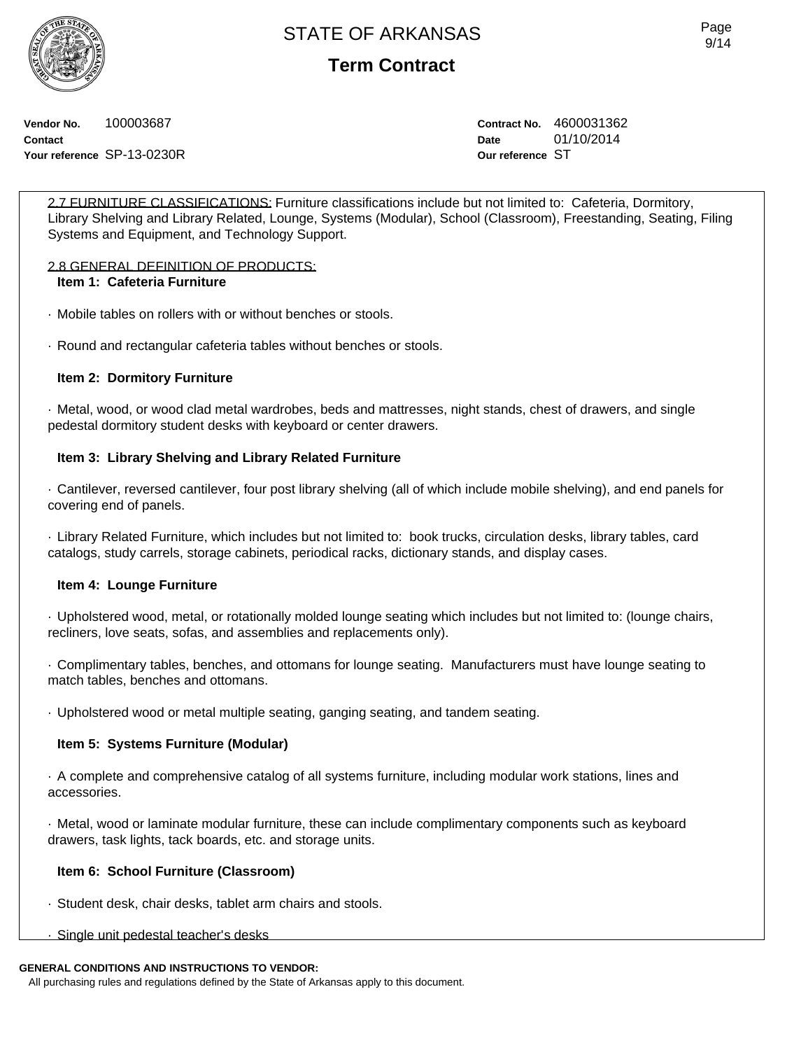**Vendor No.** 100003687
**Contact**
**Your reference** SP-13-0230R

**Contract No.** 4600031362
**Date** 01/10/2014
**Our reference** ST

2.7 FURNITURE CLASSIFICATIONS: Furniture classifications include but not limited to: Cafeteria, Dormitory, Library Shelving and Library Related, Lounge, Systems (Modular), School (Classroom), Freestanding, Seating, Filing Systems and Equipment, and Technology Support.

2.8 GENERAL DEFINITION OF PRODUCTS:

**Item 1: Cafeteria Furniture**

· Mobile tables on rollers with or without benches or stools.

· Round and rectangular cafeteria tables without benches or stools.

**Item 2: Dormitory Furniture**

· Metal, wood, or wood clad metal wardrobes, beds and mattresses, night stands, chest of drawers, and single pedestal dormitory student desks with keyboard or center drawers.

**Item 3: Library Shelving and Library Related Furniture**

· Cantilever, reversed cantilever, four post library shelving (all of which include mobile shelving), and end panels for covering end of panels.

· Library Related Furniture, which includes but not limited to: book trucks, circulation desks, library tables, card catalogs, study carrels, storage cabinets, periodical racks, dictionary stands, and display cases.

**Item 4: Lounge Furniture**

· Upholstered wood, metal, or rotationally molded lounge seating which includes but not limited to: (lounge chairs, recliners, love seats, sofas, and assemblies and replacements only).

· Complimentary tables, benches, and ottomans for lounge seating. Manufacturers must have lounge seating to match tables, benches and ottomans.

· Upholstered wood or metal multiple seating, ganging seating, and tandem seating.

**Item 5: Systems Furniture (Modular)**

· A complete and comprehensive catalog of all systems furniture, including modular work stations, lines and accessories.

· Metal, wood or laminate modular furniture, these can include complimentary components such as keyboard drawers, task lights, tack boards, etc. and storage units.

**Item 6: School Furniture (Classroom)**

· Student desk, chair desks, tablet arm chairs and stools.

· Single unit pedestal teacher's desks

**GENERAL CONDITIONS AND INSTRUCTIONS TO VENDOR:**
All purchasing rules and regulations defined by the State of Arkansas apply to this document.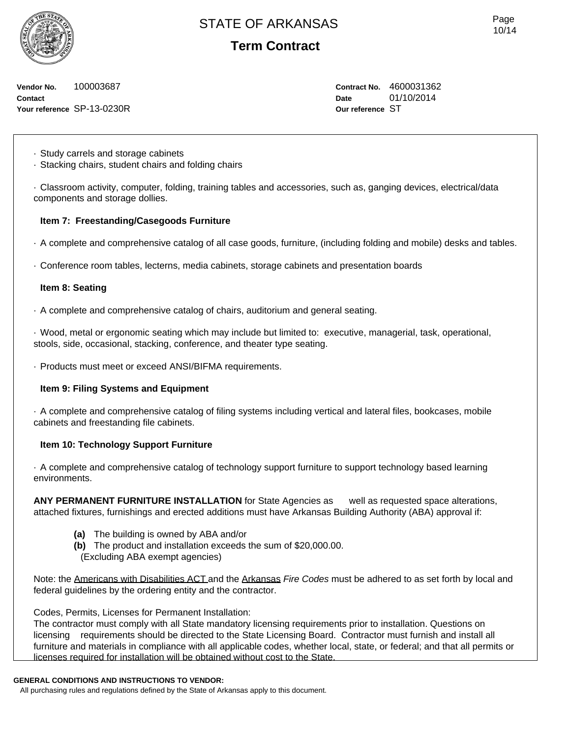Vendor No. 100003687
Contact
Your reference SP-13-0230R

Contract No. 4600031362
Date 01/10/2014
Our reference ST

· Study carrels and storage cabinets
· Stacking chairs, student chairs and folding chairs

· Classroom activity, computer, folding, training tables and accessories, such as, ganging devices, electrical/data components and storage dollies.

**Item 7: Freestanding/Casegoods Furniture**

· A complete and comprehensive catalog of all case goods, furniture, (including folding and mobile) desks and tables.

· Conference room tables, lecterns, media cabinets, storage cabinets and presentation boards

**Item 8: Seating**

· A complete and comprehensive catalog of chairs, auditorium and general seating.

· Wood, metal or ergonomic seating which may include but limited to: executive, managerial, task, operational, stools, side, occasional, stacking, conference, and theater type seating.

· Products must meet or exceed ANSI/BIFMA requirements.

**Item 9: Filing Systems and Equipment**

· A complete and comprehensive catalog of filing systems including vertical and lateral files, bookcases, mobile cabinets and freestanding file cabinets.

**Item 10: Technology Support Furniture**

· A complete and comprehensive catalog of technology support furniture to support technology based learning environments.

**ANY PERMANENT FURNITURE INSTALLATION** for State Agencies as well as requested space alterations, attached fixtures, furnishings and erected additions must have Arkansas Building Authority (ABA) approval if:

**(a)** The building is owned by ABA and/or
**(b)** The product and installation exceeds the sum of $20,000.00.
(Excluding ABA exempt agencies)

Note: the Americans with Disabilities ACT and the Arkansas *Fire Codes* must be adhered to as set forth by local and federal guidelines by the ordering entity and the contractor.

Codes, Permits, Licenses for Permanent Installation:
The contractor must comply with all State mandatory licensing requirements prior to installation. Questions on licensing requirements should be directed to the State Licensing Board. Contractor must furnish and install all furniture and materials in compliance with all applicable codes, whether local, state, or federal; and that all permits or licenses required for installation will be obtained without cost to the State.

**GENERAL CONDITIONS AND INSTRUCTIONS TO VENDOR:**
All purchasing rules and regulations defined by the State of Arkansas apply to this document.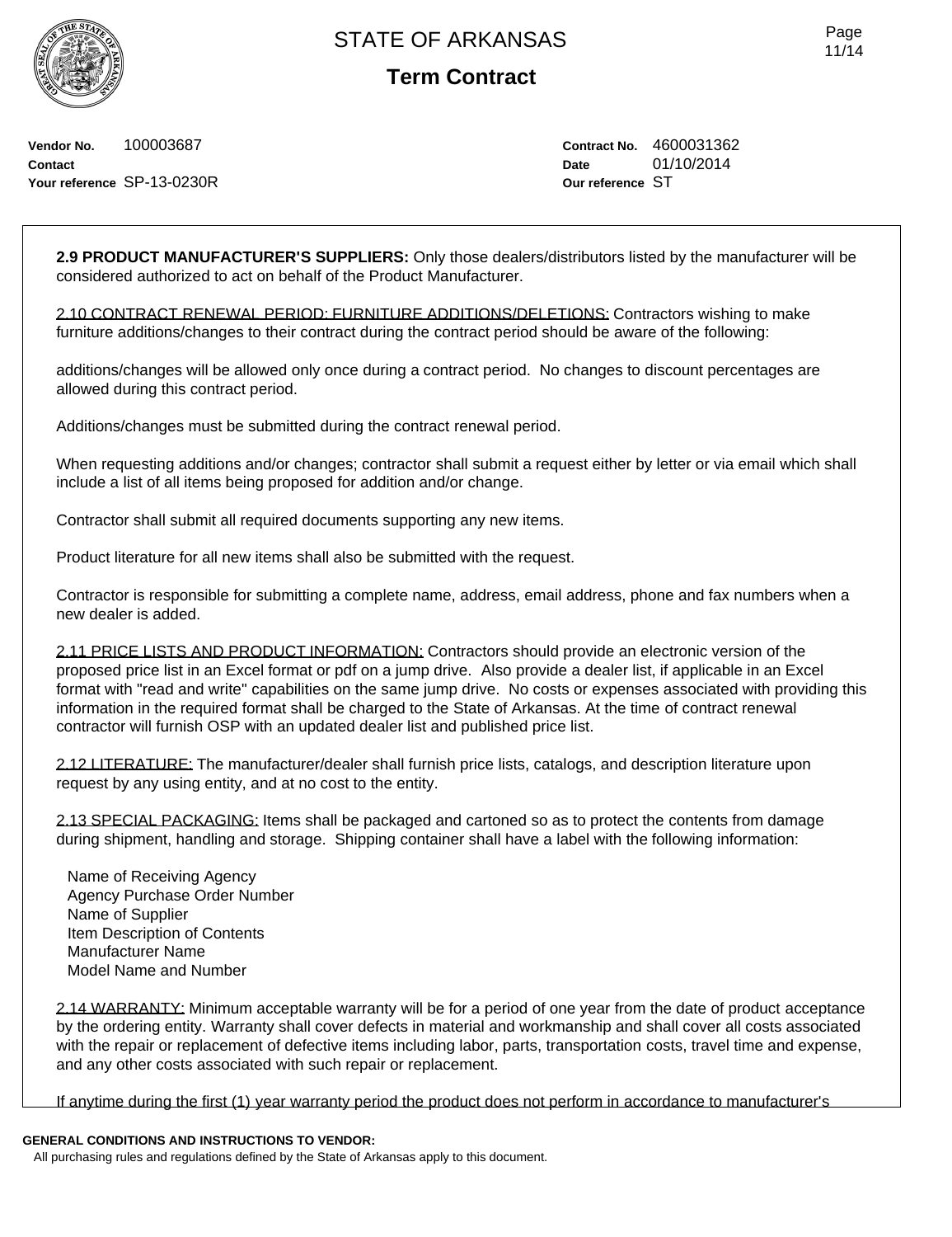Vendor No. 100003687
Contact
Your reference SP-13-0230R

Contract No. 4600031362
Date 01/10/2014
Our reference ST

**2.9 PRODUCT MANUFACTURER'S SUPPLIERS:** Only those dealers/distributors listed by the manufacturer will be considered authorized to act on behalf of the Product Manufacturer.

2.10 CONTRACT RENEWAL PERIOD: FURNITURE ADDITIONS/DELETIONS: Contractors wishing to make furniture additions/changes to their contract during the contract period should be aware of the following:

additions/changes will be allowed only once during a contract period. No changes to discount percentages are allowed during this contract period.

Additions/changes must be submitted during the contract renewal period.

When requesting additions and/or changes; contractor shall submit a request either by letter or via email which shall include a list of all items being proposed for addition and/or change.

Contractor shall submit all required documents supporting any new items.

Product literature for all new items shall also be submitted with the request.

Contractor is responsible for submitting a complete name, address, email address, phone and fax numbers when a new dealer is added.

2.11 PRICE LISTS AND PRODUCT INFORMATION: Contractors should provide an electronic version of the proposed price list in an Excel format or pdf on a jump drive. Also provide a dealer list, if applicable in an Excel format with "read and write" capabilities on the same jump drive. No costs or expenses associated with providing this information in the required format shall be charged to the State of Arkansas. At the time of contract renewal contractor will furnish OSP with an updated dealer list and published price list.

2.12 LITERATURE: The manufacturer/dealer shall furnish price lists, catalogs, and description literature upon request by any using entity, and at no cost to the entity.

2.13 SPECIAL PACKAGING: Items shall be packaged and cartoned so as to protect the contents from damage during shipment, handling and storage. Shipping container shall have a label with the following information:

Name of Receiving Agency
Agency Purchase Order Number
Name of Supplier
Item Description of Contents
Manufacturer Name
Model Name and Number

2.14 WARRANTY: Minimum acceptable warranty will be for a period of one year from the date of product acceptance by the ordering entity. Warranty shall cover defects in material and workmanship and shall cover all costs associated with the repair or replacement of defective items including labor, parts, transportation costs, travel time and expense, and any other costs associated with such repair or replacement.

If anytime during the first (1) year warranty period the product does not perform in accordance to manufacturer's

**GENERAL CONDITIONS AND INSTRUCTIONS TO VENDOR:**
All purchasing rules and regulations defined by the State of Arkansas apply to this document.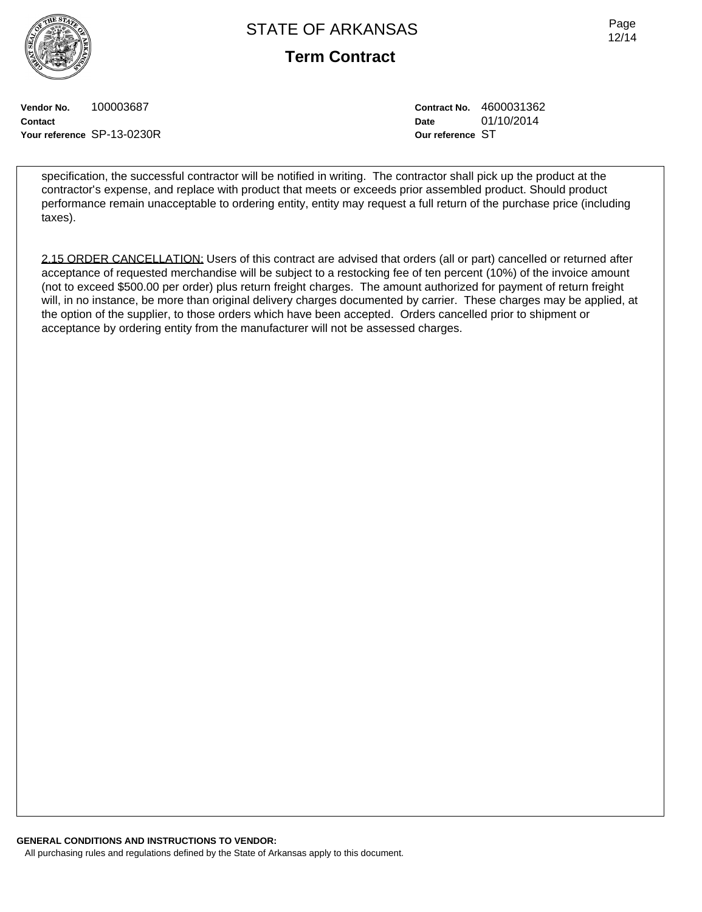**Vendor No.** 100003687
**Contact**
**Your reference** SP-13-0230R

**Contract No.** 4600031362
**Date** 01/10/2014
**Our reference** ST

specification, the successful contractor will be notified in writing. The contractor shall pick up the product at the contractor's expense, and replace with product that meets or exceeds prior assembled product. Should product performance remain unacceptable to ordering entity, entity may request a full return of the purchase price (including taxes).

2.15 ORDER CANCELLATION: Users of this contract are advised that orders (all or part) cancelled or returned after acceptance of requested merchandise will be subject to a restocking fee of ten percent (10%) of the invoice amount (not to exceed $500.00 per order) plus return freight charges. The amount authorized for payment of return freight will, in no instance, be more than original delivery charges documented by carrier. These charges may be applied, at the option of the supplier, to those orders which have been accepted. Orders cancelled prior to shipment or acceptance by ordering entity from the manufacturer will not be assessed charges.

**GENERAL CONDITIONS AND INSTRUCTIONS TO VENDOR:**

All purchasing rules and regulations defined by the State of Arkansas apply to this document.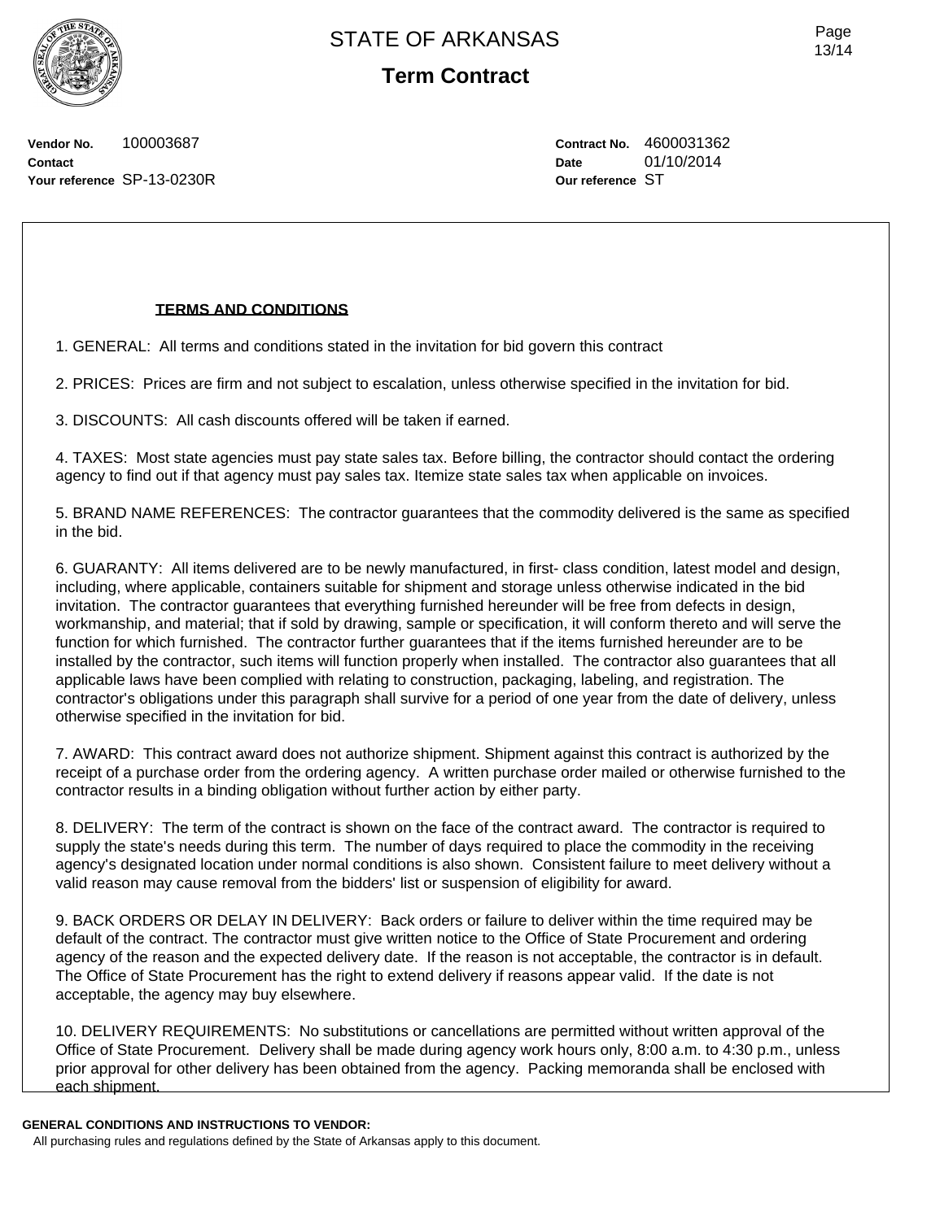Vendor No. 100003687
Contact
Your reference SP-13-0230R

Contract No. 4600031362
Date 01/10/2014
Our reference ST

## TERMS AND CONDITIONS

1. GENERAL: All terms and conditions stated in the invitation for bid govern this contract

2. PRICES: Prices are firm and not subject to escalation, unless otherwise specified in the invitation for bid.

3. DISCOUNTS: All cash discounts offered will be taken if earned.

4. TAXES: Most state agencies must pay state sales tax. Before billing, the contractor should contact the ordering agency to find out if that agency must pay sales tax. Itemize state sales tax when applicable on invoices.

5. BRAND NAME REFERENCES: The contractor guarantees that the commodity delivered is the same as specified in the bid.

6. GUARANTY: All items delivered are to be newly manufactured, in first- class condition, latest model and design, including, where applicable, containers suitable for shipment and storage unless otherwise indicated in the bid invitation. The contractor guarantees that everything furnished hereunder will be free from defects in design, workmanship, and material; that if sold by drawing, sample or specification, it will conform thereto and will serve the function for which furnished. The contractor further guarantees that if the items furnished hereunder are to be installed by the contractor, such items will function properly when installed. The contractor also guarantees that all applicable laws have been complied with relating to construction, packaging, labeling, and registration. The contractor's obligations under this paragraph shall survive for a period of one year from the date of delivery, unless otherwise specified in the invitation for bid.

7. AWARD: This contract award does not authorize shipment. Shipment against this contract is authorized by the receipt of a purchase order from the ordering agency. A written purchase order mailed or otherwise furnished to the contractor results in a binding obligation without further action by either party.

8. DELIVERY: The term of the contract is shown on the face of the contract award. The contractor is required to supply the state's needs during this term. The number of days required to place the commodity in the receiving agency's designated location under normal conditions is also shown. Consistent failure to meet delivery without a valid reason may cause removal from the bidders' list or suspension of eligibility for award.

9. BACK ORDERS OR DELAY IN DELIVERY: Back orders or failure to deliver within the time required may be default of the contract. The contractor must give written notice to the Office of State Procurement and ordering agency of the reason and the expected delivery date. If the reason is not acceptable, the contractor is in default. The Office of State Procurement has the right to extend delivery if reasons appear valid. If the date is not acceptable, the agency may buy elsewhere.

10. DELIVERY REQUIREMENTS: No substitutions or cancellations are permitted without written approval of the Office of State Procurement. Delivery shall be made during agency work hours only, 8:00 a.m. to 4:30 p.m., unless prior approval for other delivery has been obtained from the agency. Packing memoranda shall be enclosed with each shipment.

**GENERAL CONDITIONS AND INSTRUCTIONS TO VENDOR:**
All purchasing rules and regulations defined by the State of Arkansas apply to this document.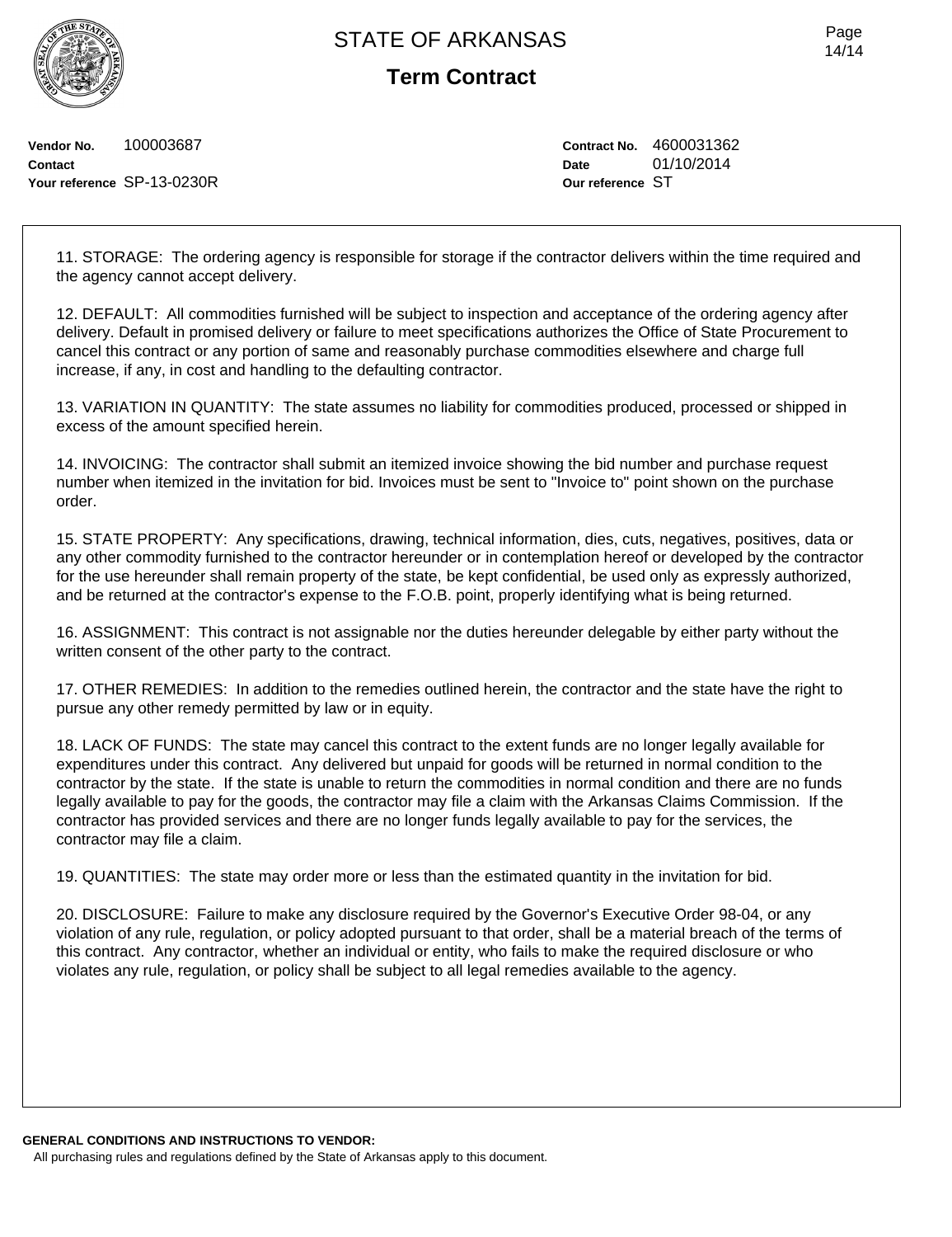**Vendor No.** 100003687
**Contact**
**Your reference** SP-13-0230R

**Contract No.** 4600031362
**Date** 01/10/2014
**Our reference** ST

11. STORAGE: The ordering agency is responsible for storage if the contractor delivers within the time required and the agency cannot accept delivery.

12. DEFAULT: All commodities furnished will be subject to inspection and acceptance of the ordering agency after delivery. Default in promised delivery or failure to meet specifications authorizes the Office of State Procurement to cancel this contract or any portion of same and reasonably purchase commodities elsewhere and charge full increase, if any, in cost and handling to the defaulting contractor.

13. VARIATION IN QUANTITY: The state assumes no liability for commodities produced, processed or shipped in excess of the amount specified herein.

14. INVOICING: The contractor shall submit an itemized invoice showing the bid number and purchase request number when itemized in the invitation for bid. Invoices must be sent to "Invoice to" point shown on the purchase order.

15. STATE PROPERTY: Any specifications, drawing, technical information, dies, cuts, negatives, positives, data or any other commodity furnished to the contractor hereunder or in contemplation hereof or developed by the contractor for the use hereunder shall remain property of the state, be kept confidential, be used only as expressly authorized, and be returned at the contractor's expense to the F.O.B. point, properly identifying what is being returned.

16. ASSIGNMENT: This contract is not assignable nor the duties hereunder delegable by either party without the written consent of the other party to the contract.

17. OTHER REMEDIES: In addition to the remedies outlined herein, the contractor and the state have the right to pursue any other remedy permitted by law or in equity.

18. LACK OF FUNDS: The state may cancel this contract to the extent funds are no longer legally available for expenditures under this contract. Any delivered but unpaid for goods will be returned in normal condition to the contractor by the state. If the state is unable to return the commodities in normal condition and there are no funds legally available to pay for the goods, the contractor may file a claim with the Arkansas Claims Commission. If the contractor has provided services and there are no longer funds legally available to pay for the services, the contractor may file a claim.

19. QUANTITIES: The state may order more or less than the estimated quantity in the invitation for bid.

20. DISCLOSURE: Failure to make any disclosure required by the Governor's Executive Order 98-04, or any violation of any rule, regulation, or policy adopted pursuant to that order, shall be a material breach of the terms of this contract. Any contractor, whether an individual or entity, who fails to make the required disclosure or who violates any rule, regulation, or policy shall be subject to all legal remedies available to the agency.

**GENERAL CONDITIONS AND INSTRUCTIONS TO VENDOR:**
All purchasing rules and regulations defined by the State of Arkansas apply to this document.